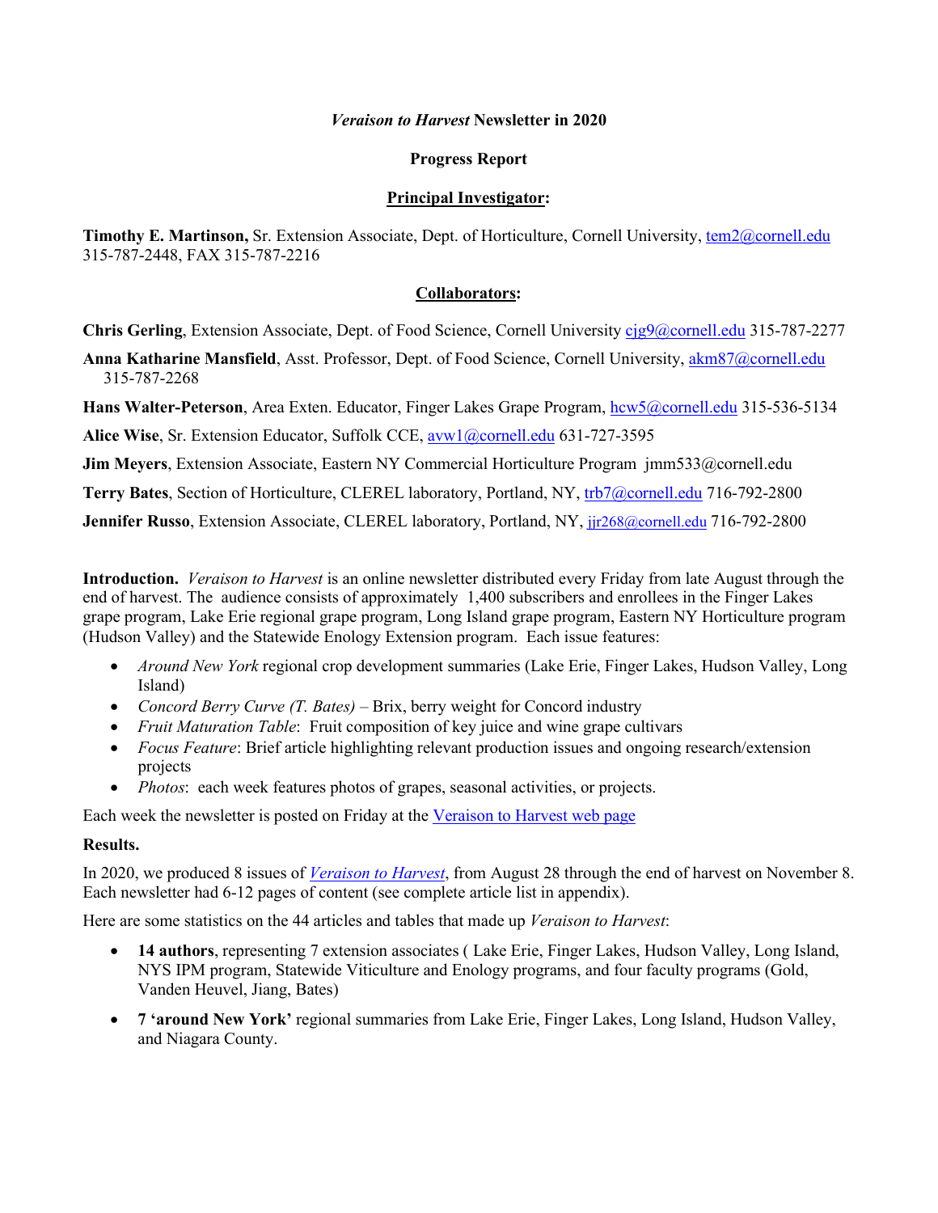*Veraison to Harvest* **Newsletter in 2020**

**Progress Report**

**Principal Investigator:**

**Timothy E. Martinson,** Sr. Extension Associate, Dept. of Horticulture, Cornell University, tem2@cornell.edu 315-787-2448, FAX 315-787-2216

**Collaborators:**

**Chris Gerling**, Extension Associate, Dept. of Food Science, Cornell University cjg9@cornell.edu 315-787-2277

**Anna Katharine Mansfield**, Asst. Professor, Dept. of Food Science, Cornell University, akm87@cornell.edu 315-787-2268

**Hans Walter-Peterson**, Area Exten. Educator, Finger Lakes Grape Program, hcw5@cornell.edu 315-536-5134

**Alice Wise**, Sr. Extension Educator, Suffolk CCE, avw1@cornell.edu 631-727-3595

**Jim Meyers**, Extension Associate, Eastern NY Commercial Horticulture Program jmm533@cornell.edu

**Terry Bates**, Section of Horticulture, CLEREL laboratory, Portland, NY, trb7@cornell.edu 716-792-2800

**Jennifer Russo**, Extension Associate, CLEREL laboratory, Portland, NY, jjr268@cornell.edu 716-792-2800

**Introduction.** *Veraison to Harvest* is an online newsletter distributed every Friday from late August through the end of harvest. The audience consists of approximately 1,400 subscribers and enrollees in the Finger Lakes grape program, Lake Erie regional grape program, Long Island grape program, Eastern NY Horticulture program (Hudson Valley) and the Statewide Enology Extension program. Each issue features:

- *Around New York* regional crop development summaries (Lake Erie, Finger Lakes, Hudson Valley, Long Island)
- *Concord Berry Curve (T. Bates)* – Brix, berry weight for Concord industry
- *Fruit Maturation Table*: Fruit composition of key juice and wine grape cultivars
- *Focus Feature*: Brief article highlighting relevant production issues and ongoing research/extension projects
- *Photos*: each week features photos of grapes, seasonal activities, or projects.

Each week the newsletter is posted on Friday at the Veraison to Harvest web page

**Results.**

In 2020, we produced 8 issues of *Veraison to Harvest*, from August 28 through the end of harvest on November 8. Each newsletter had 6-12 pages of content (see complete article list in appendix).

Here are some statistics on the 44 articles and tables that made up *Veraison to Harvest*:

- **14 authors**, representing 7 extension associates ( Lake Erie, Finger Lakes, Hudson Valley, Long Island, NYS IPM program, Statewide Viticulture and Enology programs, and four faculty programs (Gold, Vanden Heuvel, Jiang, Bates)
- **7 'around New York'** regional summaries from Lake Erie, Finger Lakes, Long Island, Hudson Valley, and Niagara County.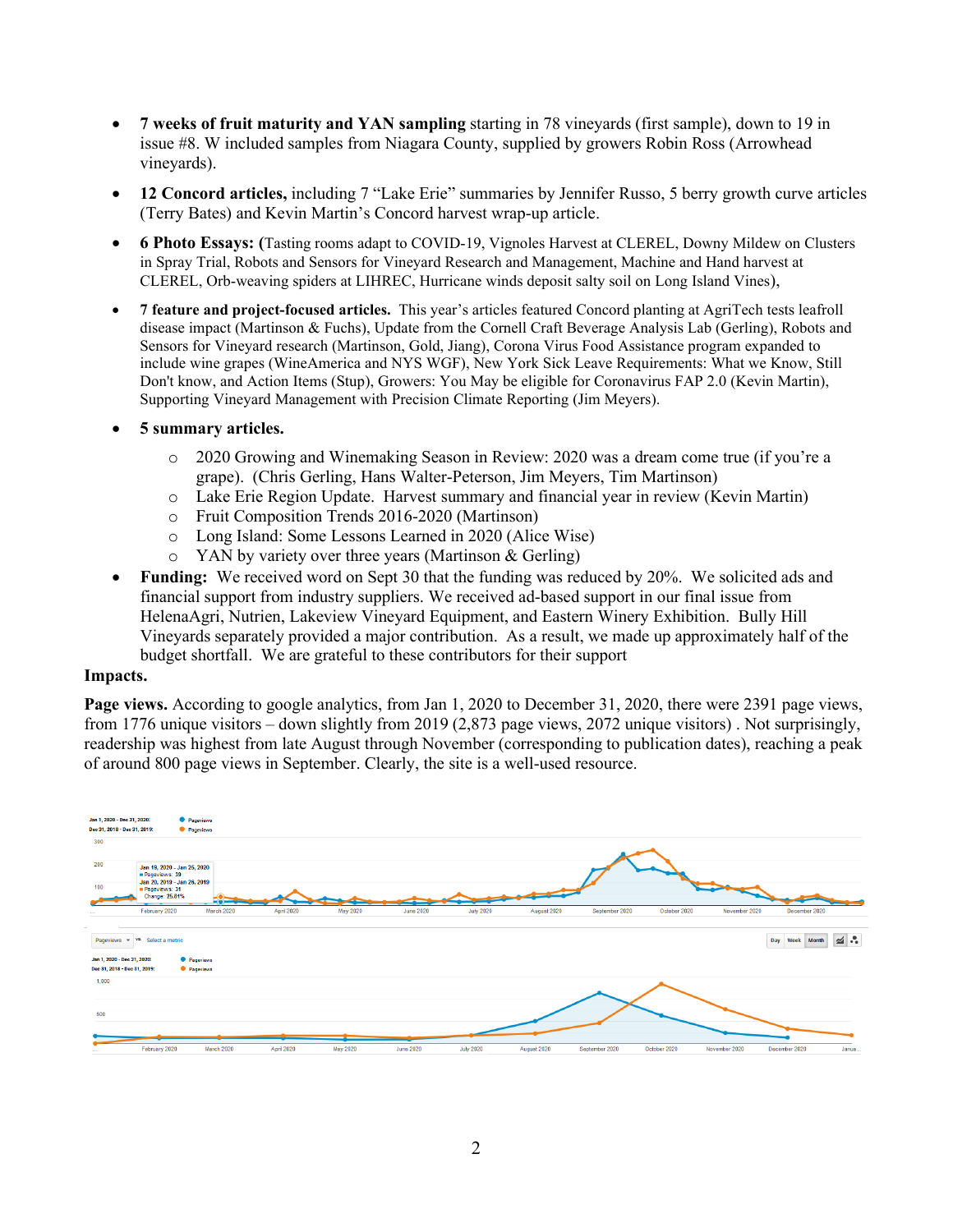- **7 weeks of fruit maturity and YAN sampling** starting in 78 vineyards (first sample), down to 19 in issue #8. W included samples from Niagara County, supplied by growers Robin Ross (Arrowhead vineyards).
- **12 Concord articles,** including 7 "Lake Erie" summaries by Jennifer Russo, 5 berry growth curve articles (Terry Bates) and Kevin Martin's Concord harvest wrap-up article.
- **6 Photo Essays: (**Tasting rooms adapt to COVID-19, Vignoles Harvest at CLEREL, Downy Mildew on Clusters in Spray Trial, Robots and Sensors for Vineyard Research and Management, Machine and Hand harvest at CLEREL, Orb-weaving spiders at LIHREC, Hurricane winds deposit salty soil on Long Island Vines),
- **7 feature and project-focused articles.** This year's articles featured Concord planting at AgriTech tests leafroll disease impact (Martinson & Fuchs), Update from the Cornell Craft Beverage Analysis Lab (Gerling), Robots and Sensors for Vineyard research (Martinson, Gold, Jiang), Corona Virus Food Assistance program expanded to include wine grapes (WineAmerica and NYS WGF), New York Sick Leave Requirements: What we Know, Still Don't know, and Action Items (Stup), Growers: You May be eligible for Coronavirus FAP 2.0 (Kevin Martin), Supporting Vineyard Management with Precision Climate Reporting (Jim Meyers).
- **5 summary articles.**
  - 2020 Growing and Winemaking Season in Review: 2020 was a dream come true (if you're a grape). (Chris Gerling, Hans Walter-Peterson, Jim Meyers, Tim Martinson)
  - Lake Erie Region Update. Harvest summary and financial year in review (Kevin Martin)
  - Fruit Composition Trends 2016-2020 (Martinson)
  - Long Island: Some Lessons Learned in 2020 (Alice Wise)
  - YAN by variety over three years (Martinson & Gerling)
- **Funding:** We received word on Sept 30 that the funding was reduced by 20%. We solicited ads and financial support from industry suppliers. We received ad-based support in our final issue from HelenaAgri, Nutrien, Lakeview Vineyard Equipment, and Eastern Winery Exhibition. Bully Hill Vineyards separately provided a major contribution. As a result, we made up approximately half of the budget shortfall. We are grateful to these contributors for their support

**Impacts.**

**Page views.** According to google analytics, from Jan 1, 2020 to December 31, 2020, there were 2391 page views, from 1776 unique visitors – down slightly from 2019 (2,873 page views, 2072 unique visitors) . Not surprisingly, readership was highest from late August through November (corresponding to publication dates), reaching a peak of around 800 page views in September. Clearly, the site is a well-used resource.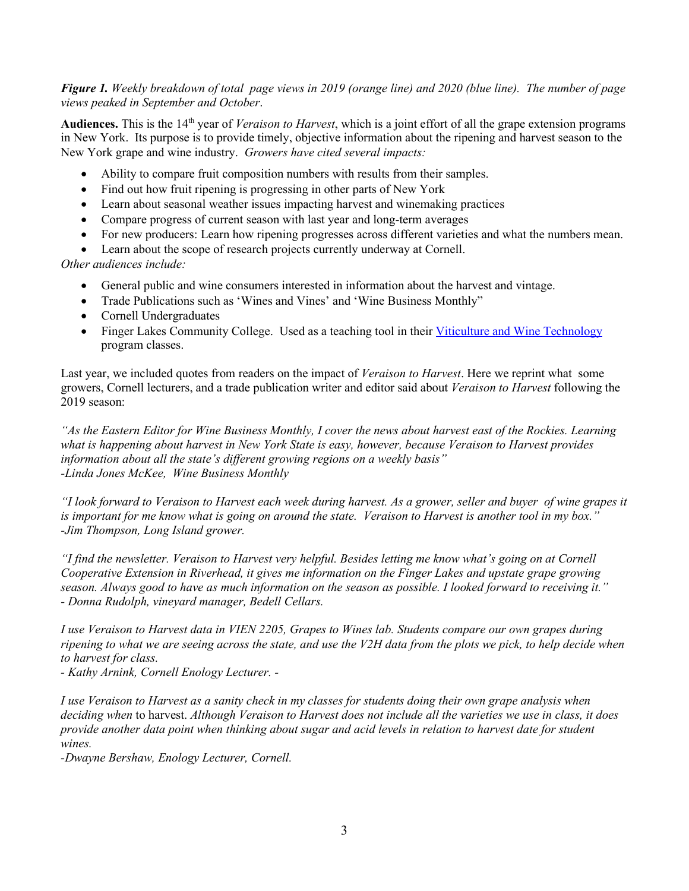***Figure 1.*** *Weekly breakdown of total page views in 2019 (orange line) and 2020 (blue line). The number of page views peaked in September and October*.

**Audiences.** This is the 14th year of *Veraison to Harvest*, which is a joint effort of all the grape extension programs in New York. Its purpose is to provide timely, objective information about the ripening and harvest season to the New York grape and wine industry. *Growers have cited several impacts:*

- Ability to compare fruit composition numbers with results from their samples.
- Find out how fruit ripening is progressing in other parts of New York
- Learn about seasonal weather issues impacting harvest and winemaking practices
- Compare progress of current season with last year and long-term averages
- For new producers: Learn how ripening progresses across different varieties and what the numbers mean.
- Learn about the scope of research projects currently underway at Cornell.

*Other audiences include:*

- General public and wine consumers interested in information about the harvest and vintage.
- Trade Publications such as 'Wines and Vines' and 'Wine Business Monthly"
- Cornell Undergraduates
- Finger Lakes Community College. Used as a teaching tool in their [Viticulture and Wine Technology]() program classes.

Last year, we included quotes from readers on the impact of *Veraison to Harvest*. Here we reprint what some growers, Cornell lecturers, and a trade publication writer and editor said about *Veraison to Harvest* following the 2019 season:

*"As the Eastern Editor for Wine Business Monthly, I cover the news about harvest east of the Rockies. Learning what is happening about harvest in New York State is easy, however, because Veraison to Harvest provides information about all the state's different growing regions on a weekly basis"*
*-Linda Jones McKee, Wine Business Monthly*

*"I look forward to Veraison to Harvest each week during harvest. As a grower, seller and buyer of wine grapes it is important for me know what is going on around the state. Veraison to Harvest is another tool in my box."*
*-Jim Thompson, Long Island grower.*

*"I find the newsletter. Veraison to Harvest very helpful. Besides letting me know what's going on at Cornell Cooperative Extension in Riverhead, it gives me information on the Finger Lakes and upstate grape growing season. Always good to have as much information on the season as possible. I looked forward to receiving it."*
*- Donna Rudolph, vineyard manager, Bedell Cellars.*

*I use Veraison to Harvest data in VIEN 2205, Grapes to Wines lab. Students compare our own grapes during ripening to what we are seeing across the state, and use the V2H data from the plots we pick, to help decide when to harvest for class.*
*- Kathy Arnink, Cornell Enology Lecturer. -*

*I use Veraison to Harvest as a sanity check in my classes for students doing their own grape analysis when deciding when* to harvest. *Although Veraison to Harvest does not include all the varieties we use in class, it does provide another data point when thinking about sugar and acid levels in relation to harvest date for student wines.*
*-Dwayne Bershaw, Enology Lecturer, Cornell.*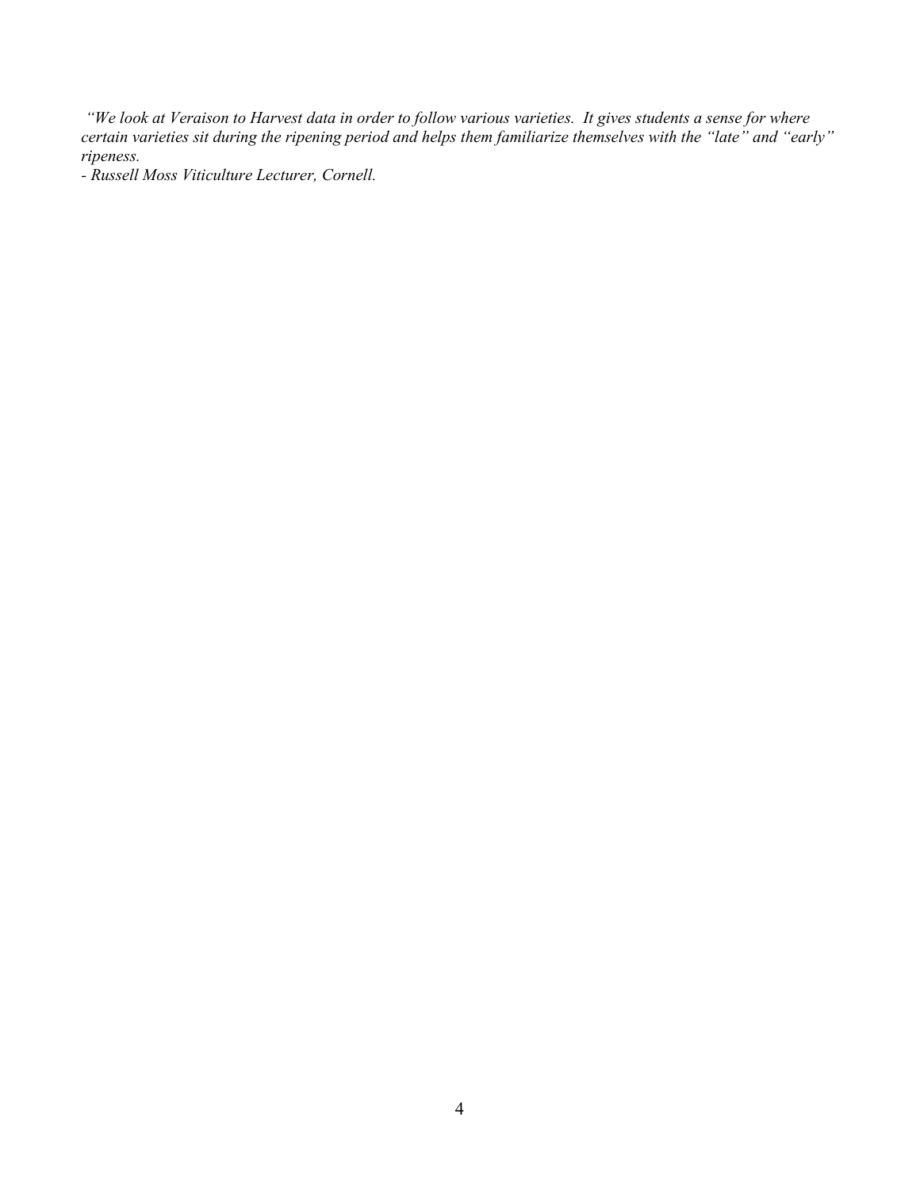*"We look at Veraison to Harvest data in order to follow various varieties. It gives students a sense for where certain varieties sit during the ripening period and helps them familiarize themselves with the "late" and "early" ripeness.*

*- Russell Moss Viticulture Lecturer, Cornell.*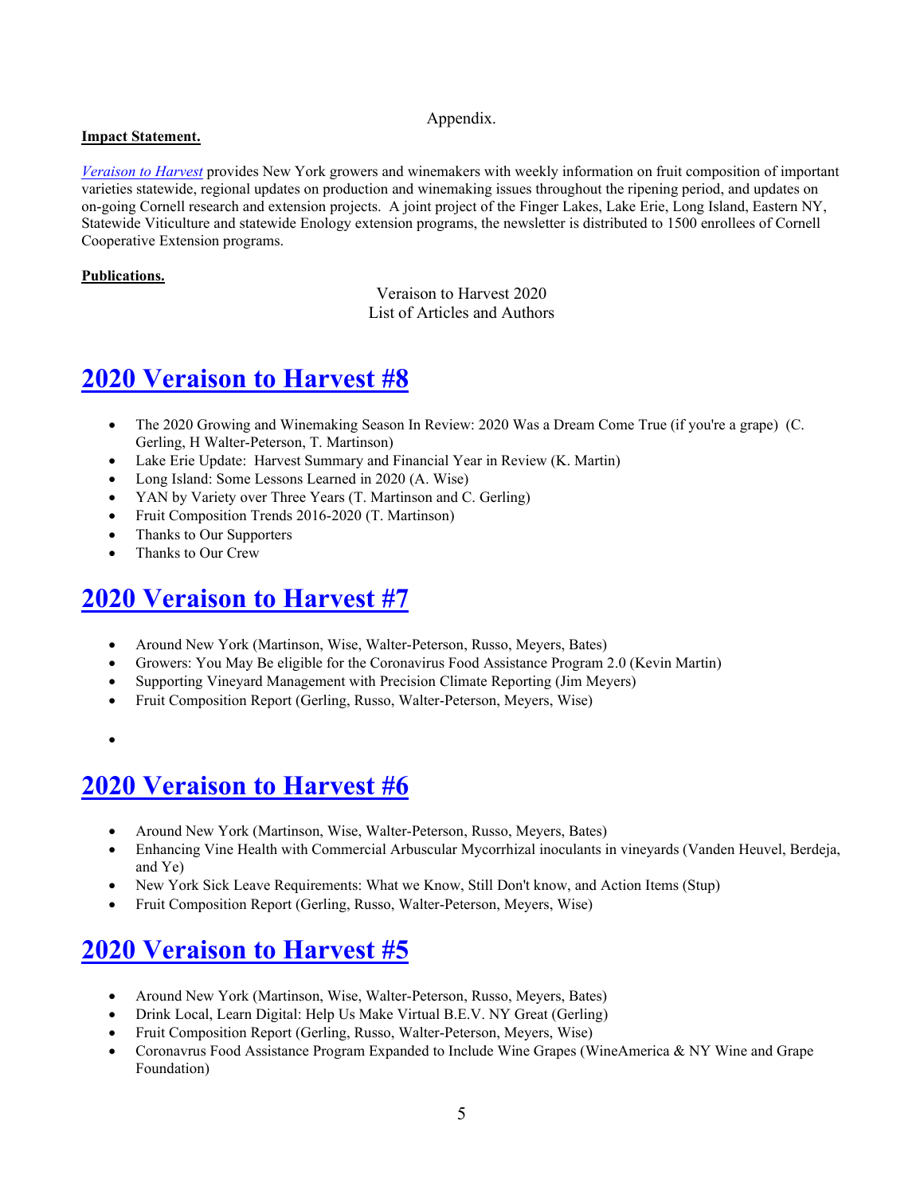Appendix.

**Impact Statement.**

*Veraison to Harvest* provides New York growers and winemakers with weekly information on fruit composition of important varieties statewide, regional updates on production and winemaking issues throughout the ripening period, and updates on on-going Cornell research and extension projects. A joint project of the Finger Lakes, Lake Erie, Long Island, Eastern NY, Statewide Viticulture and statewide Enology extension programs, the newsletter is distributed to 1500 enrollees of Cornell Cooperative Extension programs.

**Publications.**

Veraison to Harvest 2020
List of Articles and Authors

# 2020 Veraison to Harvest #8

- The 2020 Growing and Winemaking Season In Review: 2020 Was a Dream Come True (if you're a grape) (C. Gerling, H Walter-Peterson, T. Martinson)
- Lake Erie Update: Harvest Summary and Financial Year in Review (K. Martin)
- Long Island: Some Lessons Learned in 2020 (A. Wise)
- YAN by Variety over Three Years (T. Martinson and C. Gerling)
- Fruit Composition Trends 2016-2020 (T. Martinson)
- Thanks to Our Supporters
- Thanks to Our Crew

# 2020 Veraison to Harvest #7

- Around New York (Martinson, Wise, Walter-Peterson, Russo, Meyers, Bates)
- Growers: You May Be eligible for the Coronavirus Food Assistance Program 2.0 (Kevin Martin)
- Supporting Vineyard Management with Precision Climate Reporting (Jim Meyers)
- Fruit Composition Report (Gerling, Russo, Walter-Peterson, Meyers, Wise)

# 2020 Veraison to Harvest #6

- Around New York (Martinson, Wise, Walter-Peterson, Russo, Meyers, Bates)
- Enhancing Vine Health with Commercial Arbuscular Mycorrhizal inoculants in vineyards (Vanden Heuvel, Berdeja, and Ye)
- New York Sick Leave Requirements: What we Know, Still Don't know, and Action Items (Stup)
- Fruit Composition Report (Gerling, Russo, Walter-Peterson, Meyers, Wise)

# 2020 Veraison to Harvest #5

- Around New York (Martinson, Wise, Walter-Peterson, Russo, Meyers, Bates)
- Drink Local, Learn Digital: Help Us Make Virtual B.E.V. NY Great (Gerling)
- Fruit Composition Report (Gerling, Russo, Walter-Peterson, Meyers, Wise)
- Coronavrus Food Assistance Program Expanded to Include Wine Grapes (WineAmerica & NY Wine and Grape Foundation)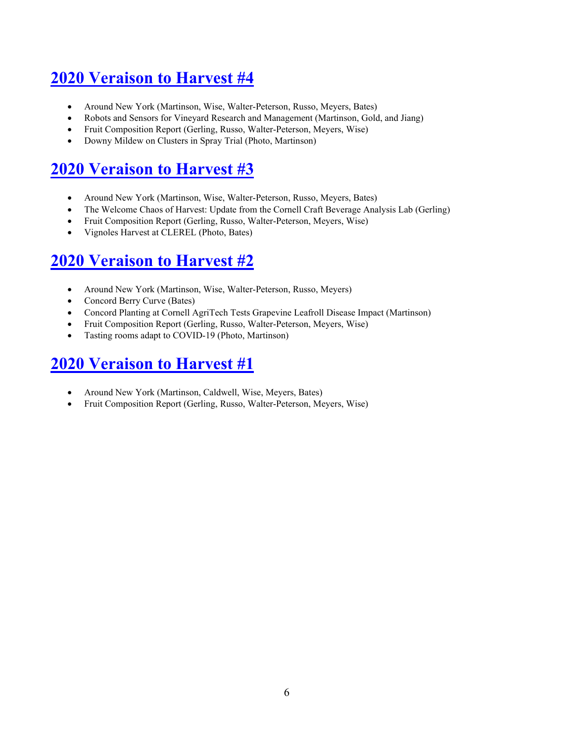## 2020 Veraison to Harvest #4

- Around New York (Martinson, Wise, Walter-Peterson, Russo, Meyers, Bates)
- Robots and Sensors for Vineyard Research and Management (Martinson, Gold, and Jiang)
- Fruit Composition Report (Gerling, Russo, Walter-Peterson, Meyers, Wise)
- Downy Mildew on Clusters in Spray Trial (Photo, Martinson)

## 2020 Veraison to Harvest #3

- Around New York (Martinson, Wise, Walter-Peterson, Russo, Meyers, Bates)
- The Welcome Chaos of Harvest: Update from the Cornell Craft Beverage Analysis Lab (Gerling)
- Fruit Composition Report (Gerling, Russo, Walter-Peterson, Meyers, Wise)
- Vignoles Harvest at CLEREL (Photo, Bates)

## 2020 Veraison to Harvest #2

- Around New York (Martinson, Wise, Walter-Peterson, Russo, Meyers)
- Concord Berry Curve (Bates)
- Concord Planting at Cornell AgriTech Tests Grapevine Leafroll Disease Impact (Martinson)
- Fruit Composition Report (Gerling, Russo, Walter-Peterson, Meyers, Wise)
- Tasting rooms adapt to COVID-19 (Photo, Martinson)

## 2020 Veraison to Harvest #1

- Around New York (Martinson, Caldwell, Wise, Meyers, Bates)
- Fruit Composition Report (Gerling, Russo, Walter-Peterson, Meyers, Wise)